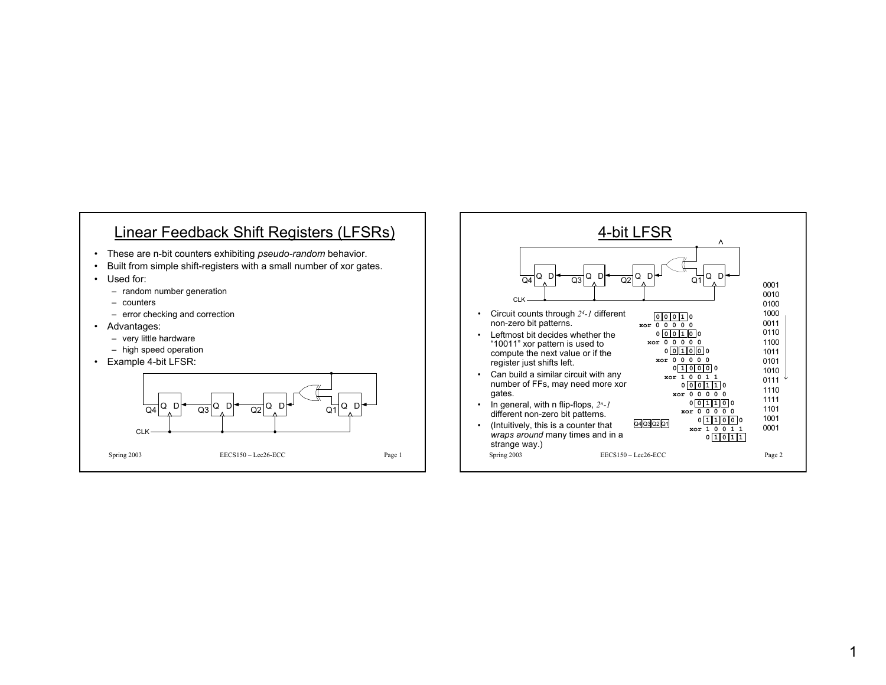# Linear Feedback Shift Registers (LFSRs)

- These are n-bit counters exhibiting *pseudo-random* behavior.
- Built from simple shift-registers with a small number of xor gates.
- Used for:
  - random number generation
  - counters
  - error checking and correction
- Advantages:
  - very little hardware
  - high speed operation
- Example 4-bit LFSR:

Q4 Q D — Q3 Q D — Q2 Q D — Q1 Q D

CLK

# 4-bit LFSR

Q4 Q D — Q3 Q D — Q2 Q D — Q1 Q D

CLK

- Circuit counts through $2^4-1$ different non-zero bit patterns.
- Leftmost bit decides whether the "10011" xor pattern is used to compute the next value or if the register just shifts left.
- Can build a similar circuit with any number of FFs, may need more xor gates.
- In general, with n flip-flops, $2^n-1$ different non-zero bit patterns.
- (Intuitively, this is a counter that *wraps around* many times and in a strange way.)

```
      0 0 0 1 0
  xor 0 0 0 0 0
      0 0 0 1 0 0
    xor 0 0 0 0 0
        0 0 1 0 0 0
      xor 0 0 0 0 0
          0 1 0 0 0 0
        xor 1 0 0 1 1
            0 0 1 1 0
          xor 0 0 0 0 0
              0 1 1 0 0
            xor 0 0 0 0 0
                1 1 0 0 0
Q4 Q3 Q2 Q1   xor 1 0 0 1 1
                  0 1 0 1 1
```

| |
|---|
| 0001 |
| 0010 |
| 0100 |
| 1000 |
| 0011 |
| 0110 |
| 1100 |
| 1011 |
| 0101 |
| 1010 |
| 0111 |
| 1110 |
| 1111 |
| 1101 |
| 1001 |
| 0001 |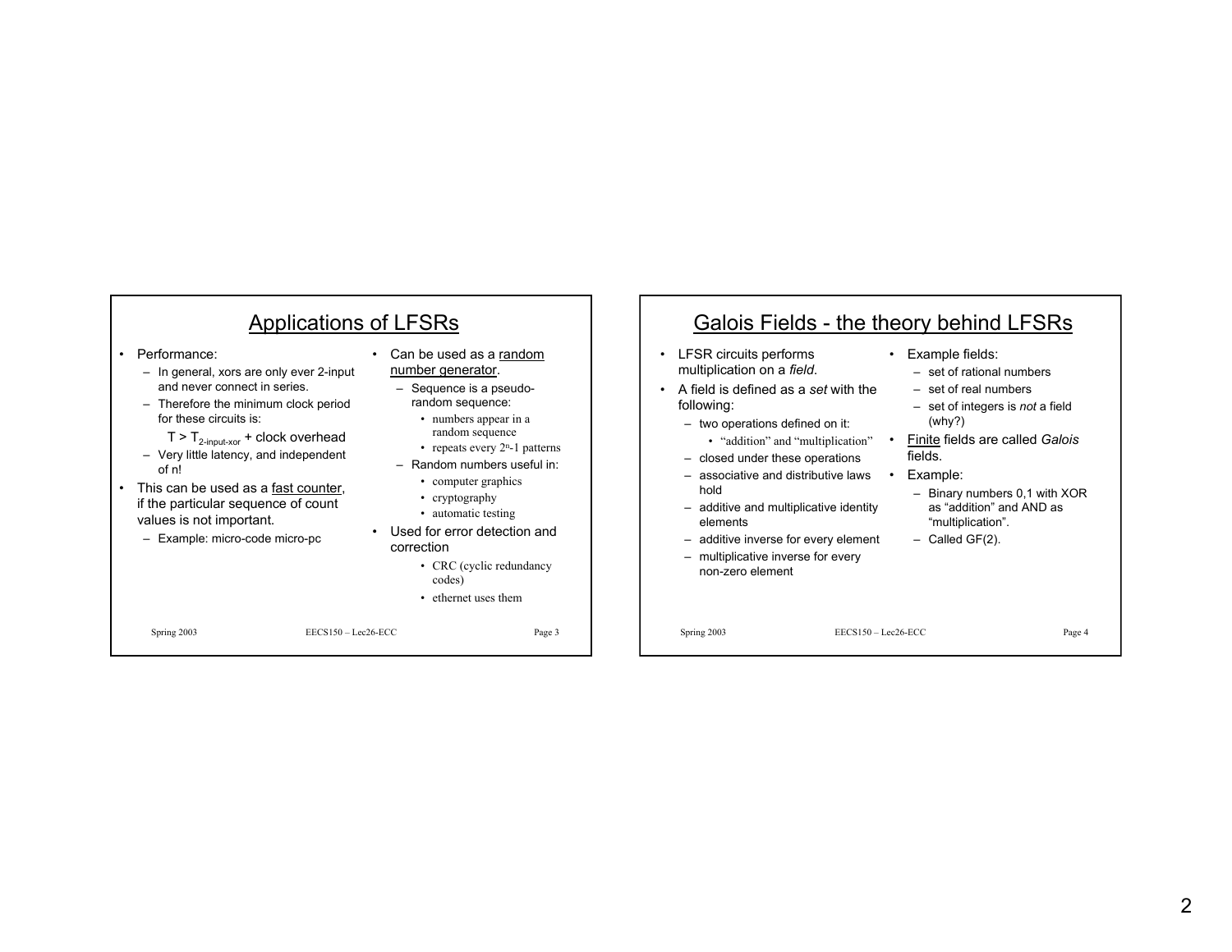## Applications of LFSRs

- Performance:
  - In general, xors are only ever 2-input and never connect in series.
  - Therefore the minimum clock period for these circuits is:

    $T > T_{2\text{-input-xor}}$ + clock overhead
  - Very little latency, and independent of n!
- This can be used as a fast counter, if the particular sequence of count values is not important.
  - Example: micro-code micro-pc
- Can be used as a random number generator.
  - Sequence is a pseudo-random sequence:
    - numbers appear in a random sequence
    - repeats every $2^n$-1 patterns
  - Random numbers useful in:
    - computer graphics
    - cryptography
    - automatic testing
- Used for error detection and correction
  - CRC (cyclic redundancy codes)
  - ethernet uses them

## Galois Fields - the theory behind LFSRs

- LFSR circuits performs multiplication on a *field*.
- A field is defined as a *set* with the following:
  - two operations defined on it:
    - "addition" and "multiplication"
  - closed under these operations
  - associative and distributive laws hold
  - additive and multiplicative identity elements
  - additive inverse for every element
  - multiplicative inverse for every non-zero element
- Example fields:
  - set of rational numbers
  - set of real numbers
  - set of integers is *not* a field (why?)
- Finite fields are called *Galois* fields.
- Example:
  - Binary numbers 0,1 with XOR as "addition" and AND as "multiplication".
  - Called GF(2).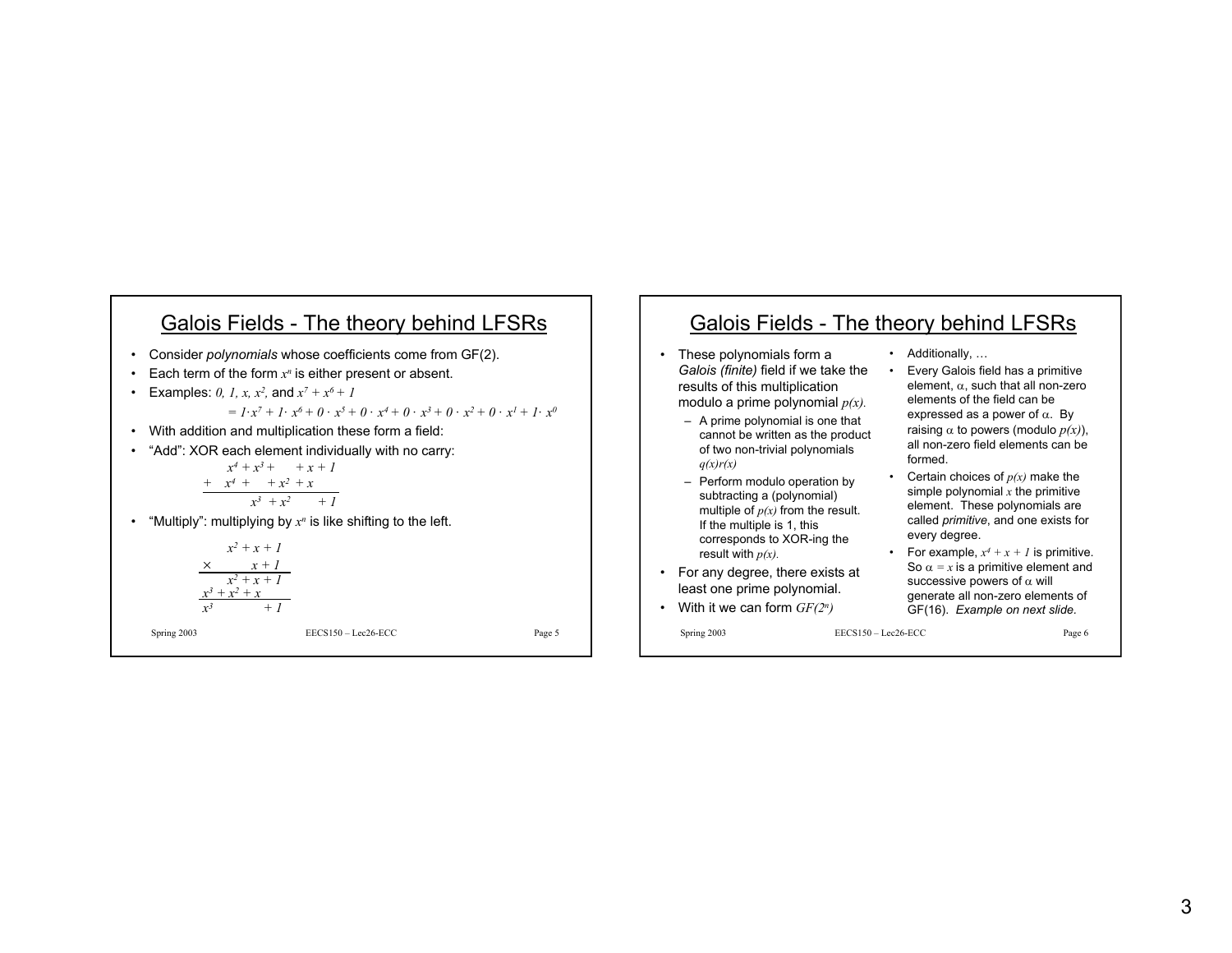## Galois Fields - The theory behind LFSRs

- Consider *polynomials* whose coefficients come from GF(2).
- Each term of the form $x^n$ is either present or absent.
- Examples: $0$, $1$, $x$, $x^2$, and $x^7 + x^6 + 1$

$$= 1 \cdot x^7 + 1 \cdot x^6 + 0 \cdot x^5 + 0 \cdot x^4 + 0 \cdot x^3 + 0 \cdot x^2 + 0 \cdot x^1 + 1 \cdot x^0$$

- With addition and multiplication these form a field:
- "Add": XOR each element individually with no carry:

$$\begin{array}{r} x^4 + x^3 + \phantom{x^2 +} x + 1 \\ +\; x^4 + \phantom{x^3 +} x^2 + x \phantom{+ 1} \\ \hline x^3 + x^2 \phantom{+ x} + 1 \end{array}$$

- "Multiply": multiplying by $x^n$ is like shifting to the left.

$$\begin{array}{r} x^2 + x + 1 \\ \times \qquad x + 1 \\ \hline x^2 + x + 1 \\ x^3 + x^2 + x \phantom{+ 1} \\ \hline x^3 \phantom{+ x^2 + x} + 1 \end{array}$$

## Galois Fields - The theory behind LFSRs

- These polynomials form a *Galois (finite)* field if we take the results of this multiplication modulo a prime polynomial $p(x)$.
  - A prime polynomial is one that cannot be written as the product of two non-trivial polynomials $q(x)r(x)$
  - Perform modulo operation by subtracting a (polynomial) multiple of $p(x)$ from the result. If the multiple is 1, this corresponds to XOR-ing the result with $p(x)$.
- For any degree, there exists at least one prime polynomial.
- With it we can form $GF(2^n)$

- Additionally, …
- Every Galois field has a primitive element, $\alpha$, such that all non-zero elements of the field can be expressed as a power of $\alpha$. By raising $\alpha$ to powers (modulo $p(x)$), all non-zero field elements can be formed.
- Certain choices of $p(x)$ make the simple polynomial $x$ the primitive element. These polynomials are called *primitive*, and one exists for every degree.
- For example, $x^4 + x + 1$ is primitive. So $\alpha = x$ is a primitive element and successive powers of $\alpha$ will generate all non-zero elements of GF(16). *Example on next slide.*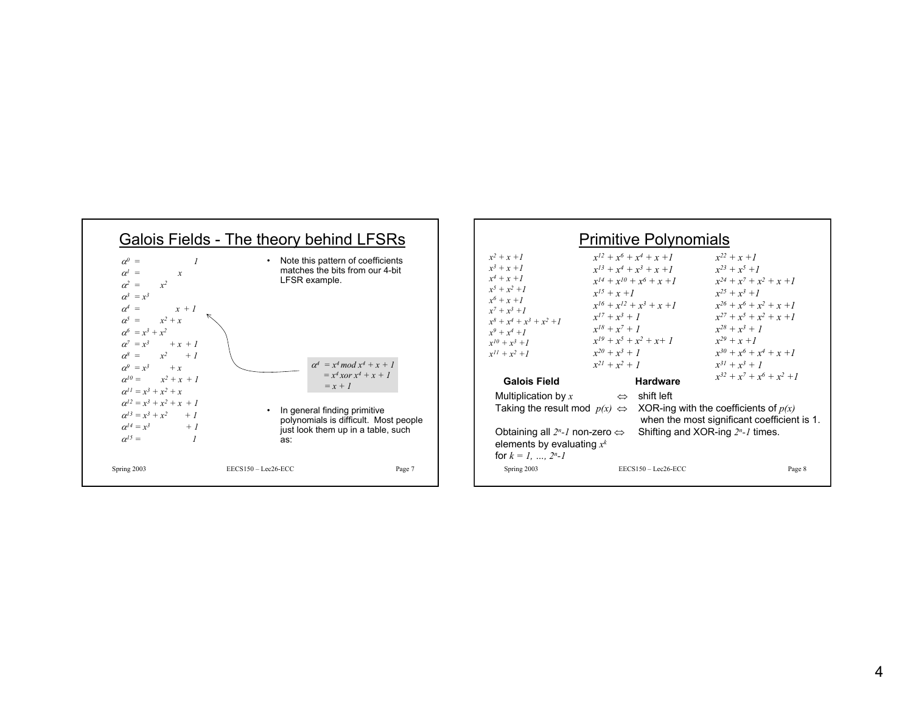# Galois Fields - The theory behind LFSRs

$\alpha^0 = 1$
$\alpha^1 = x$
$\alpha^2 = x^2$
$\alpha^3 = x^3$
$\alpha^4 = x + 1$
$\alpha^5 = x^2 + x$
$\alpha^6 = x^3 + x^2$
$\alpha^7 = x^3 + x + 1$
$\alpha^8 = x^2 + 1$
$\alpha^9 = x^3 + x$
$\alpha^{10} = x^2 + x + 1$
$\alpha^{11} = x^3 + x^2 + x$
$\alpha^{12} = x^3 + x^2 + x + 1$
$\alpha^{13} = x^3 + x^2 + 1$
$\alpha^{14} = x^3 + 1$
$\alpha^{15} = 1$

- Note this pattern of coefficients matches the bits from our 4-bit LFSR example.

$$\alpha^4 = x^4 \bmod x^4 + x + 1$$
$$= x^4 \text{ xor } x^4 + x + 1$$
$$= x + 1$$

- In general finding primitive polynomials is difficult. Most people just look them up in a table, such as:

# Primitive Polynomials

$x^2 + x + 1$
$x^3 + x + 1$
$x^4 + x + 1$
$x^5 + x^2 + 1$
$x^6 + x + 1$
$x^7 + x^3 + 1$
$x^8 + x^4 + x^3 + x^2 + 1$
$x^9 + x^4 + 1$
$x^{10} + x^3 + 1$
$x^{11} + x^2 + 1$

$x^{12} + x^6 + x^4 + x + 1$
$x^{13} + x^4 + x^3 + x + 1$
$x^{14} + x^{10} + x^6 + x + 1$
$x^{15} + x + 1$
$x^{16} + x^{12} + x^3 + x + 1$
$x^{17} + x^3 + 1$
$x^{18} + x^7 + 1$
$x^{19} + x^5 + x^2 + x + 1$
$x^{20} + x^3 + 1$
$x^{21} + x^2 + 1$

$x^{22} + x + 1$
$x^{23} + x^5 + 1$
$x^{24} + x^7 + x^2 + x + 1$
$x^{25} + x^3 + 1$
$x^{26} + x^6 + x^2 + x + 1$
$x^{27} + x^5 + x^2 + x + 1$
$x^{28} + x^3 + 1$
$x^{29} + x + 1$
$x^{30} + x^6 + x^4 + x + 1$
$x^{31} + x^3 + 1$
$x^{32} + x^7 + x^6 + x^2 + 1$

| **Galois Field** | | **Hardware** |
|---|---|---|
| Multiplication by $x$ | $\Leftrightarrow$ | shift left |
| Taking the result mod $p(x)$ | $\Leftrightarrow$ | XOR-ing with the coefficients of $p(x)$ when the most significant coefficient is 1. |
| Obtaining all $2^n$-1 non-zero elements by evaluating $x^k$ for $k = 1, \ldots, 2^n$-1 | $\Leftrightarrow$ | Shifting and XOR-ing $2^n$-1 times. |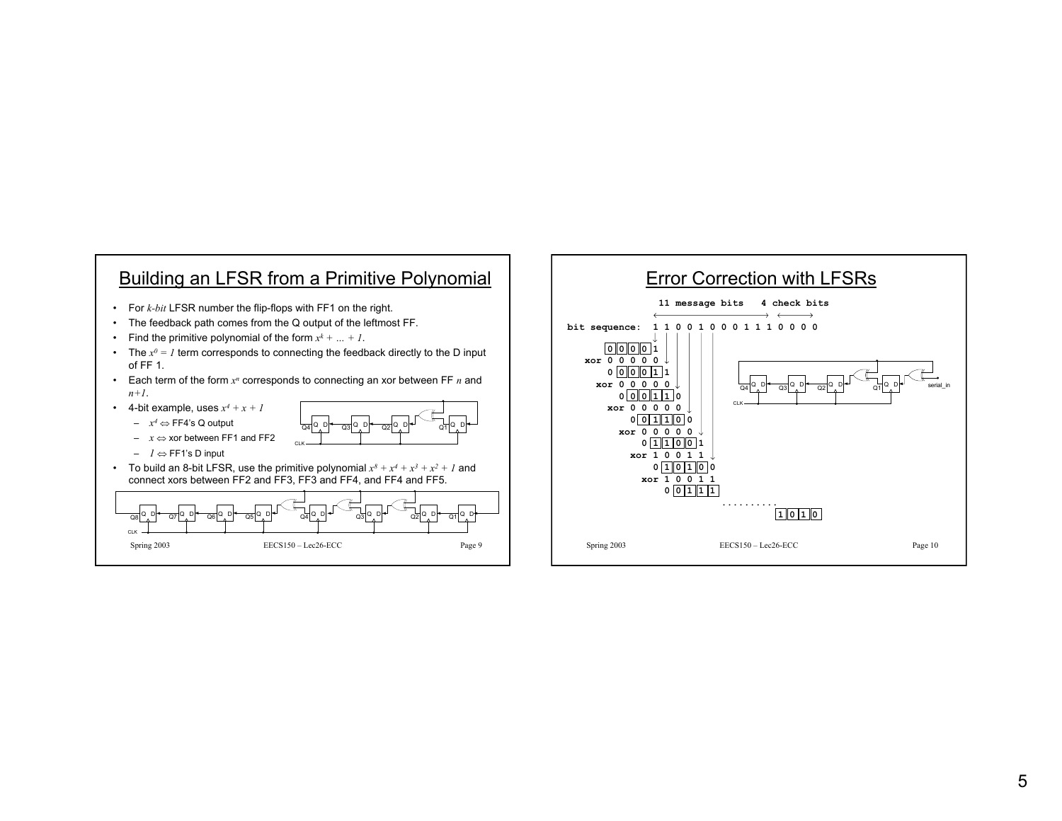# Building an LFSR from a Primitive Polynomial

- For *k-bit* LFSR number the flip-flops with FF1 on the right.
- The feedback path comes from the Q output of the leftmost FF.
- Find the primitive polynomial of the form $x^k + \ldots + 1$.
- The $x^0 = 1$ term corresponds to connecting the feedback directly to the D input of FF 1.
- Each term of the form $x^n$ corresponds to connecting an xor between FF $n$ and $n+1$.
- 4-bit example, uses $x^4 + x + 1$
  - $x^4 \Leftrightarrow$ FF4's Q output
  - $x \Leftrightarrow$ xor between FF1 and FF2
  - $1 \Leftrightarrow$ FF1's D input
- To build an 8-bit LFSR, use the primitive polynomial $x^8 + x^4 + x^3 + x^2 + 1$ and connect xors between FF2 and FF3, FF3 and FF4, and FF4 and FF5.

# Error Correction with LFSRs

```
               11 message bits   4 check bits
bit sequence:  1 1 0 0 1 0 0 0 1 1 1 0 0 0 0

      0 0 0 0 1
  xor 0 0 0 0 0
      0 0 0 0 1 1
    xor 0 0 0 0 0
        0 0 0 1 1 0
      xor 0 0 0 0 0
          0 0 1 1 0 0
        xor 0 0 0 0 0
            0 1 1 0 0 1
          xor 1 0 0 1 1
              0 1 0 1 0 0
            xor 1 0 0 1 1
                0 0 1 1 1
                  . . . . . . . . .
                            1 0 1 0
```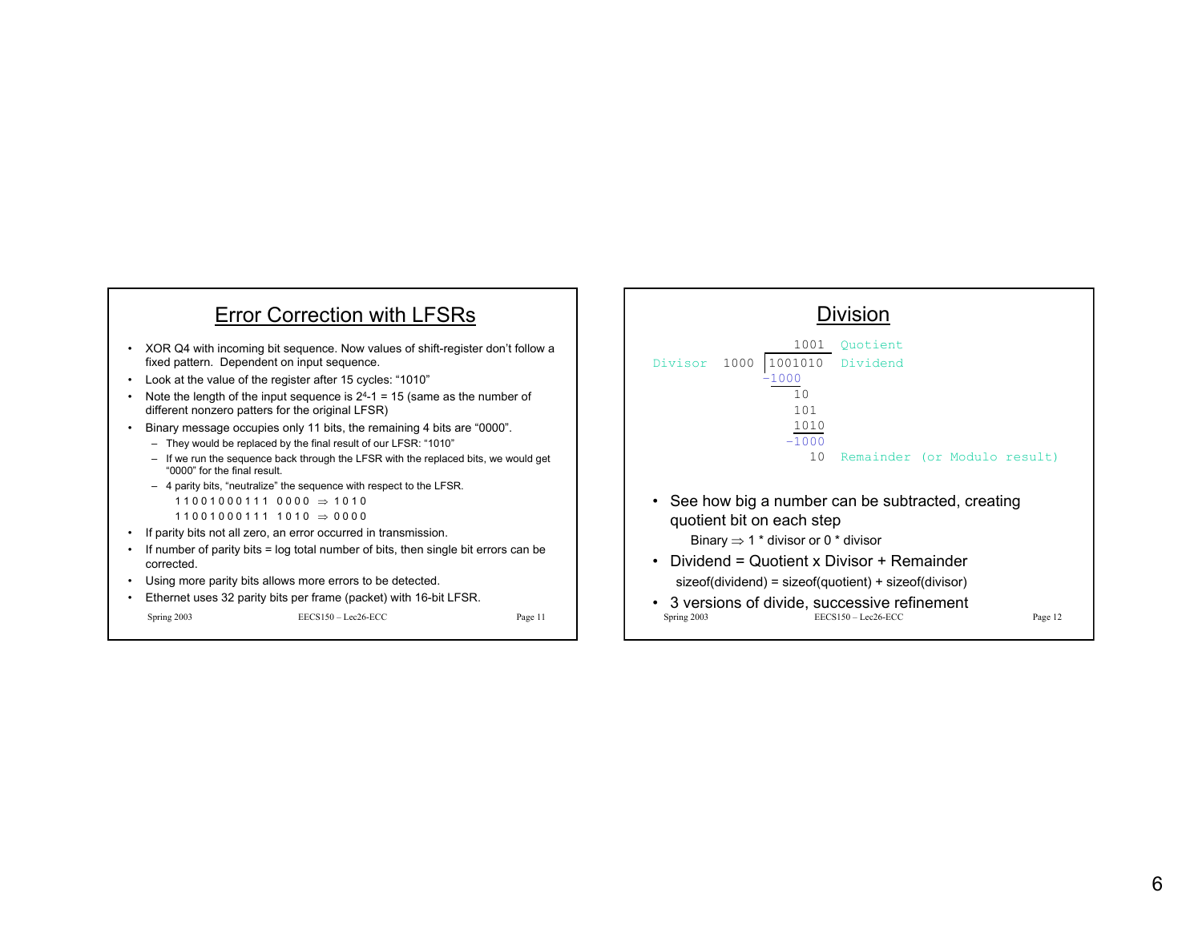## Error Correction with LFSRs

- XOR Q4 with incoming bit sequence. Now values of shift-register don't follow a fixed pattern. Dependent on input sequence.
- Look at the value of the register after 15 cycles: "1010"
- Note the length of the input sequence is $2^4$-1 = 15 (same as the number of different nonzero patters for the original LFSR)
- Binary message occupies only 11 bits, the remaining 4 bits are "0000".
  - They would be replaced by the final result of our LFSR: "1010"
  - If we run the sequence back through the LFSR with the replaced bits, we would get "0000" for the final result.
  - 4 parity bits, "neutralize" the sequence with respect to the LFSR.

    1 1 0 0 1 0 0 0 1 1 1  0 0 0 0 ⇒ 1 0 1 0

    1 1 0 0 1 0 0 0 1 1 1  1 0 1 0 ⇒ 0 0 0 0
- If parity bits not all zero, an error occurred in transmission.
- If number of parity bits = log total number of bits, then single bit errors can be corrected.
- Using more parity bits allows more errors to be detected.
- Ethernet uses 32 parity bits per frame (packet) with 16-bit LFSR.

## Division

```
                  1001    Quotient
Divisor   1000 |1001010   Dividend
               -1000
                  10
                  101
                  1010
                 -1000
                    10    Remainder (or Modulo result)
```

- See how big a number can be subtracted, creating quotient bit on each step

  Binary ⇒ 1 * divisor or 0 * divisor
- Dividend = Quotient x Divisor + Remainder

  sizeof(dividend) = sizeof(quotient) + sizeof(divisor)
- 3 versions of divide, successive refinement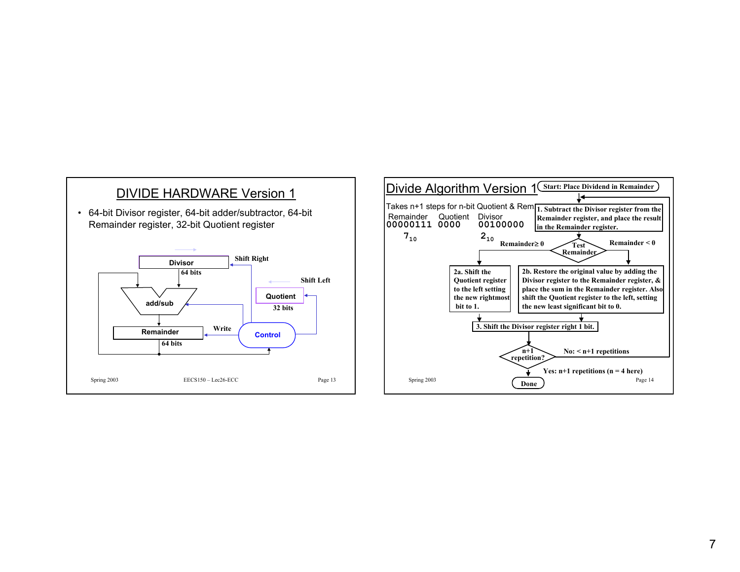## DIVIDE HARDWARE Version 1

- 64-bit Divisor register, 64-bit adder/subtractor, 64-bit Remainder register, 32-bit Quotient register

Divisor — 64 bits — Shift Right

Quotient — 32 bits — Shift Left

add/sub

Remainder — 64 bits

Write

Control

## Divide Algorithm Version 1

Takes n+1 steps for n-bit Quotient & Rem

| Remainder | Quotient | Divisor |
|---|---|---|
| 00000111 | 0000 | 00100000 |
| $7_{10}$ | | $2_{10}$ |

**Start: Place Dividend in Remainder**

**1. Subtract the Divisor register from the Remainder register, and place the result in the Remainder register.**

**Test Remainder**

**Remainder ≥ 0**

**2a. Shift the Quotient register to the left setting the new rightmost bit to 1.**

**Remainder < 0**

**2b. Restore the original value by adding the Divisor register to the Remainder register, & place the sum in the Remainder register. Also shift the Quotient register to the left, setting the new least significant bit to 0.**

**3. Shift the Divisor register right 1 bit.**

**n+1 repetition?**

**No: < n+1 repetitions**

**Yes: n+1 repetitions (n = 4 here)**

**Done**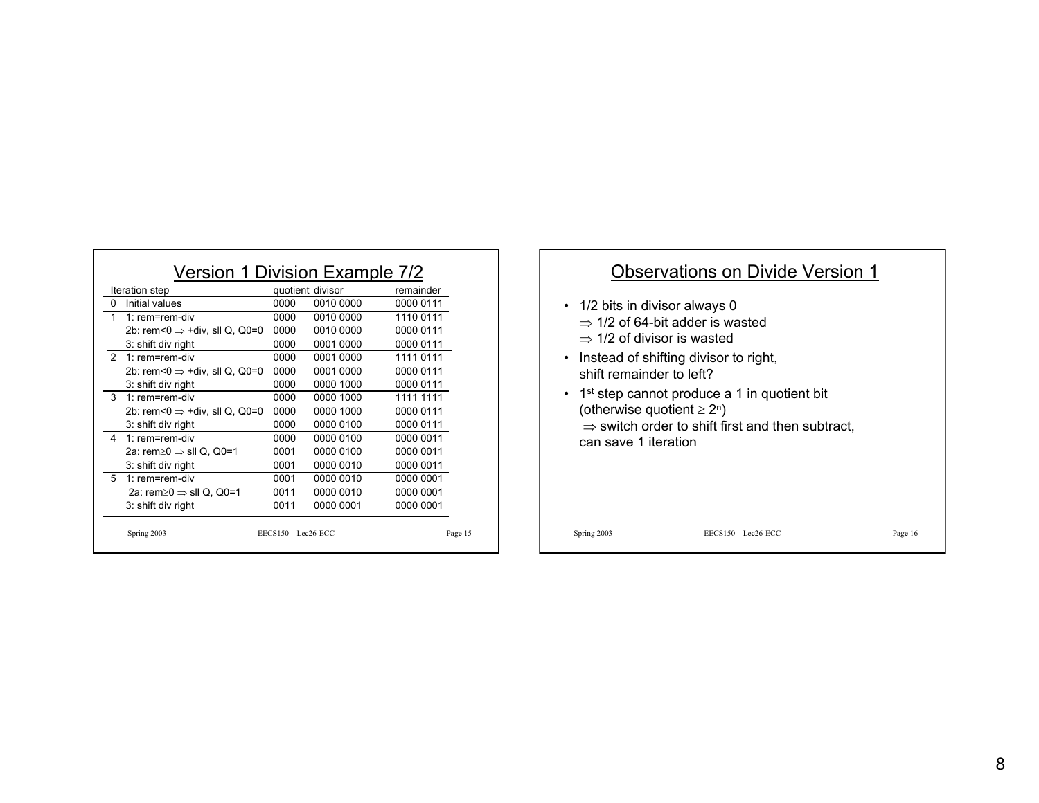## Version 1 Division Example 7/2

| Iteration | step | quotient | divisor | remainder |
|---|---|---|---|---|
| 0 | Initial values | 0000 | 0010 0000 | 0000 0111 |
| 1 | 1: rem=rem-div | 0000 | 0010 0000 | 1110 0111 |
| | 2b: rem<0 ⇒ +div, sll Q, Q0=0 | 0000 | 0010 0000 | 0000 0111 |
| | 3: shift div right | 0000 | 0001 0000 | 0000 0111 |
| 2 | 1: rem=rem-div | 0000 | 0001 0000 | 1111 0111 |
| | 2b: rem<0 ⇒ +div, sll Q, Q0=0 | 0000 | 0001 0000 | 0000 0111 |
| | 3: shift div right | 0000 | 0000 1000 | 0000 0111 |
| 3 | 1: rem=rem-div | 0000 | 0000 1000 | 1111 1111 |
| | 2b: rem<0 ⇒ +div, sll Q, Q0=0 | 0000 | 0000 1000 | 0000 0111 |
| | 3: shift div right | 0000 | 0000 0100 | 0000 0111 |
| 4 | 1: rem=rem-div | 0000 | 0000 0100 | 0000 0011 |
| | 2a: rem≥0 ⇒ sll Q, Q0=1 | 0001 | 0000 0100 | 0000 0011 |
| | 3: shift div right | 0001 | 0000 0010 | 0000 0011 |
| 5 | 1: rem=rem-div | 0001 | 0000 0010 | 0000 0001 |
| | 2a: rem≥0 ⇒ sll Q, Q0=1 | 0011 | 0000 0010 | 0000 0001 |
| | 3: shift div right | 0011 | 0000 0001 | 0000 0001 |

## Observations on Divide Version 1

- 1/2 bits in divisor always 0
  - ⇒ 1/2 of 64-bit adder is wasted
  - ⇒ 1/2 of divisor is wasted
- Instead of shifting divisor to right, shift remainder to left?
- 1st step cannot produce a 1 in quotient bit (otherwise quotient $\geq 2^n$)
  - ⇒ switch order to shift first and then subtract, can save 1 iteration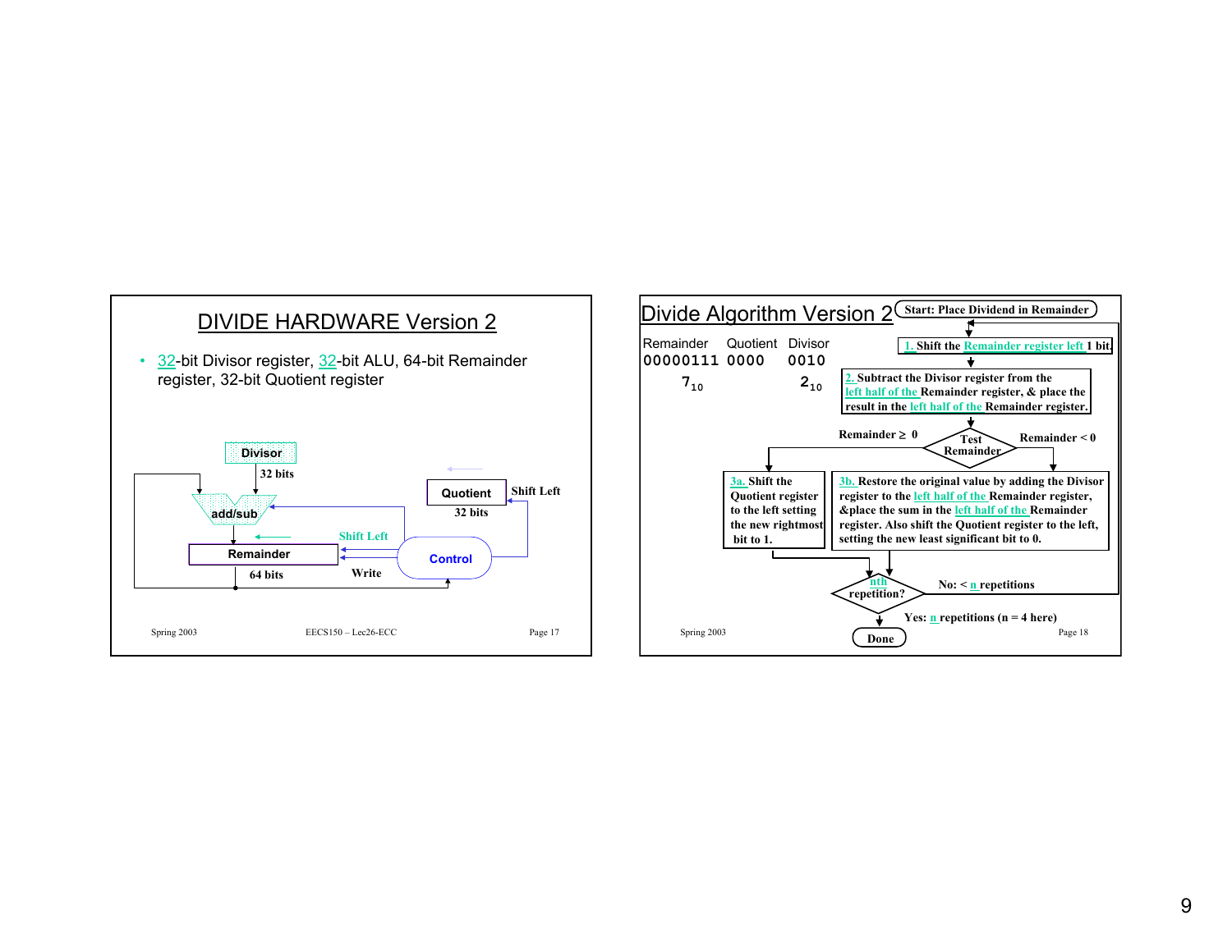# DIVIDE HARDWARE Version 2

- 32-bit Divisor register, 32-bit ALU, 64-bit Remainder register, 32-bit Quotient register

Divisor

32 bits

add/sub

Quotient

32 bits

Shift Left

Shift Left

Remainder

64 bits

Write

Control

# Divide Algorithm Version 2

| Remainder | Quotient | Divisor |
|---|---|---|
| 00000111 | 0000 | 0010 |
| $7_{10}$ | | $2_{10}$ |

Start: Place Dividend in Remainder

1. Shift the Remainder register left 1 bit.

2. Subtract the Divisor register from the left half of the Remainder register, & place the result in the left half of the Remainder register.

Test Remainder

Remainder ≥ 0

Remainder < 0

3a. Shift the Quotient register to the left setting the new rightmost bit to 1.

3b. Restore the original value by adding the Divisor register to the left half of the Remainder register, &place the sum in the left half of the Remainder register. Also shift the Quotient register to the left, setting the new least significant bit to 0.

nth repetition?

No: < n repetitions

Yes: n repetitions (n = 4 here)

Done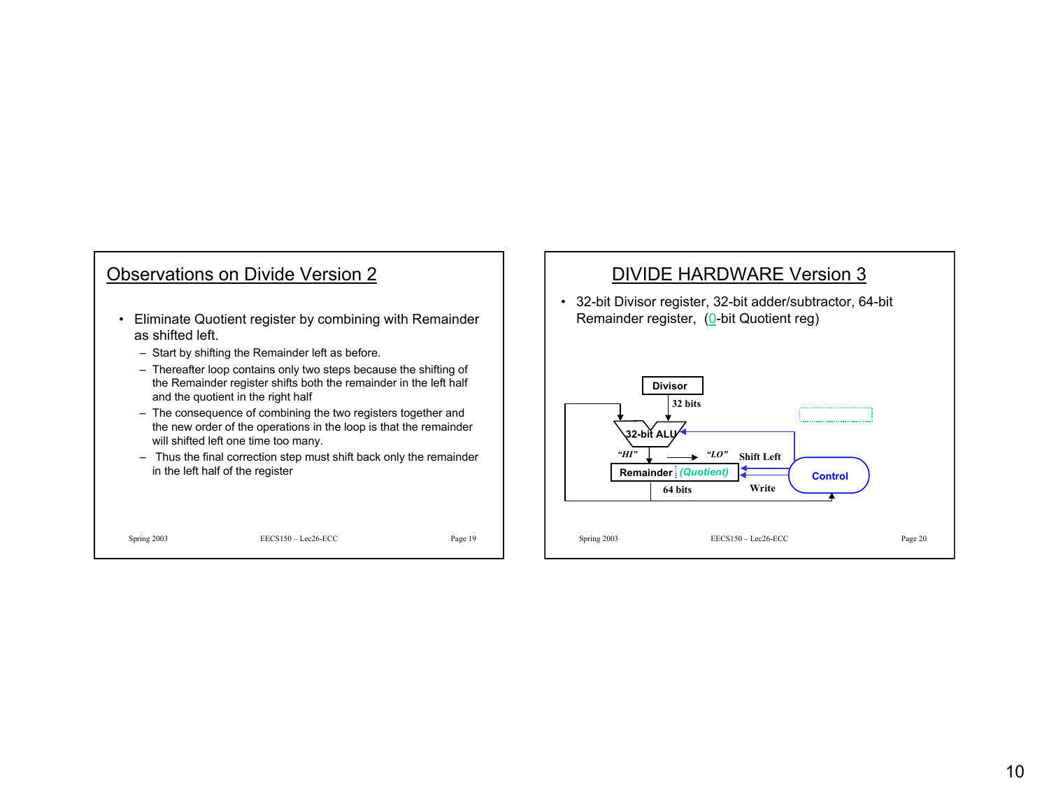## Observations on Divide Version 2

- Eliminate Quotient register by combining with Remainder as shifted left.
  - Start by shifting the Remainder left as before.
  - Thereafter loop contains only two steps because the shifting of the Remainder register shifts both the remainder in the left half and the quotient in the right half
  - The consequence of combining the two registers together and the new order of the operations in the loop is that the remainder will shifted left one time too many.
  - Thus the final correction step must shift back only the remainder in the left half of the register

## DIVIDE HARDWARE Version 3

- 32-bit Divisor register, 32-bit adder/subtractor, 64-bit Remainder register, (0-bit Quotient reg)

Divisor

32 bits

32-bit ALU

"HI" "LO" Shift Left

Remainder (Quotient)

Control

64 bits Write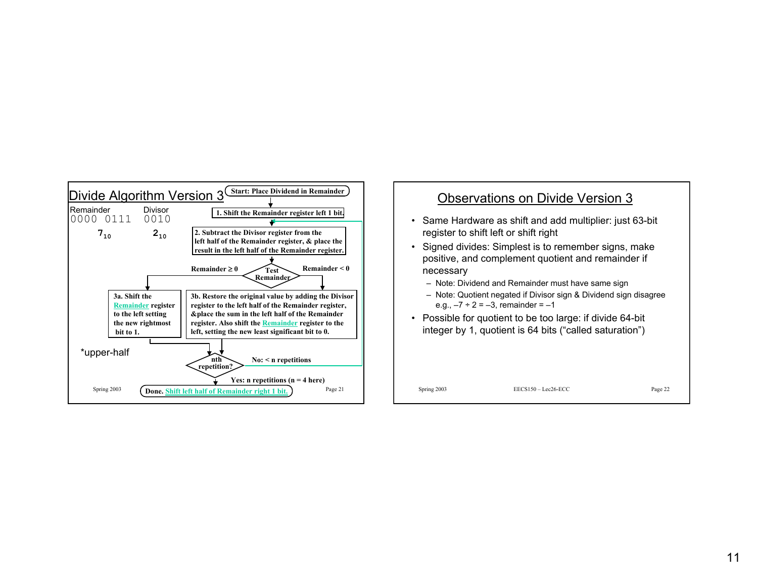## Divide Algorithm Version 3

Remainder: 0000 0111 ($7_{10}$)

Divisor: 0010 ($2_{10}$)

Start: Place Dividend in Remainder

1. Shift the Remainder register left 1 bit.

2. Subtract the Divisor register from the left half of the Remainder register, & place the result in the left half of the Remainder register.

Test Remainder

Remainder ≥ 0

Remainder < 0

3a. Shift the Remainder register to the left setting the new rightmost bit to 1.

3b. Restore the original value by adding the Divisor register to the left half of the Remainder register, &place the sum in the left half of the Remainder register. Also shift the Remainder register to the left, setting the new least significant bit to 0.

*upper-half

nth repetition?

No: < n repetitions

Yes: n repetitions (n = 4 here)

Done. Shift left half of Remainder right 1 bit.

## Observations on Divide Version 3

- Same Hardware as shift and add multiplier: just 63-bit register to shift left or shift right
- Signed divides: Simplest is to remember signs, make positive, and complement quotient and remainder if necessary
  - Note: Dividend and Remainder must have same sign
  - Note: Quotient negated if Divisor sign & Dividend sign disagree e.g., –7 ÷ 2 = –3, remainder = –1
- Possible for quotient to be too large: if divide 64-bit integer by 1, quotient is 64 bits ("called saturation")